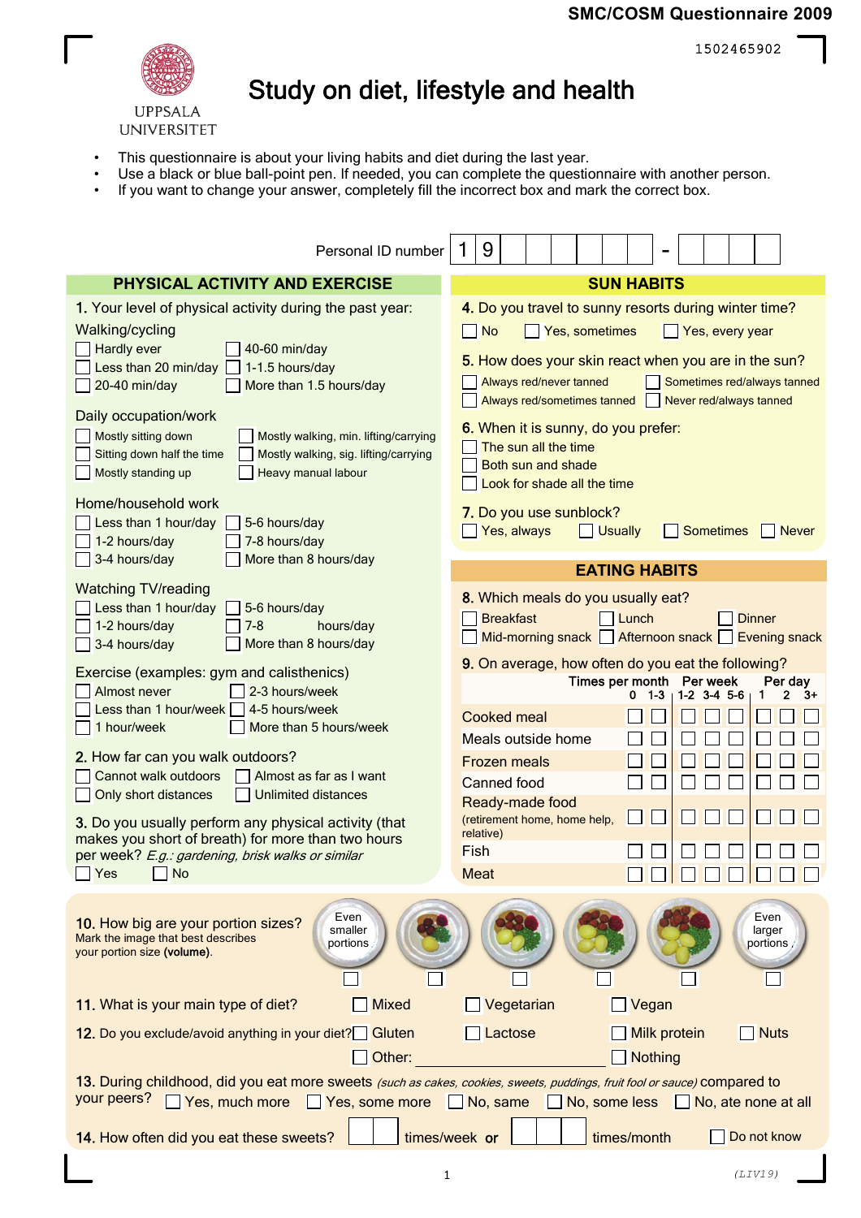SMC/COSM Questionnaire 2009

1502465902

UPPSALA UNIVERSITET

# Study on diet, lifestyle and health

- This questionnaire is about your living habits and diet during the last year.
- Use a black or blue ball-point pen. If needed, you can complete the questionnaire with another person.
- If you want to change your answer, completely fill the incorrect box and mark the correct box.

Personal ID number 1 9 ☐☐☐☐☐☐ - ☐☐☐☐

## PHYSICAL ACTIVITY AND EXERCISE

**1.** Your level of physical activity during the past year:

Walking/cycling
- ☐ Hardly ever
- ☐ Less than 20 min/day
- ☐ 20-40 min/day
- ☐ 40-60 min/day
- ☐ 1-1.5 hours/day
- ☐ More than 1.5 hours/day

Daily occupation/work
- ☐ Mostly sitting down
- ☐ Sitting down half the time
- ☐ Mostly standing up
- ☐ Mostly walking, min. lifting/carrying
- ☐ Mostly walking, sig. lifting/carrying
- ☐ Heavy manual labour

Home/household work
- ☐ Less than 1 hour/day
- ☐ 1-2 hours/day
- ☐ 3-4 hours/day
- ☐ 5-6 hours/day
- ☐ 7-8 hours/day
- ☐ More than 8 hours/day

Watching TV/reading
- ☐ Less than 1 hour/day
- ☐ 1-2 hours/day
- ☐ 3-4 hours/day
- ☐ 5-6 hours/day
- ☐ 7-8 hours/day
- ☐ More than 8 hours/day

Exercise (examples: gym and calisthenics)
- ☐ Almost never
- ☐ Less than 1 hour/week
- ☐ 1 hour/week
- ☐ 2-3 hours/week
- ☐ 4-5 hours/week
- ☐ More than 5 hours/week

**2.** How far can you walk outdoors?
- ☐ Cannot walk outdoors
- ☐ Only short distances
- ☐ Almost as far as I want
- ☐ Unlimited distances

**3.** Do you usually perform any physical activity (that makes you short of breath) for more than two hours per week? *E.g.: gardening, brisk walks or similar*
- ☐ Yes
- ☐ No

## SUN HABITS

**4.** Do you travel to sunny resorts during winter time?
- ☐ No
- ☐ Yes, sometimes
- ☐ Yes, every year

**5.** How does your skin react when you are in the sun?
- ☐ Always red/never tanned
- ☐ Always red/sometimes tanned
- ☐ Sometimes red/always tanned
- ☐ Never red/always tanned

**6.** When it is sunny, do you prefer:
- ☐ The sun all the time
- ☐ Both sun and shade
- ☐ Look for shade all the time

**7.** Do you use sunblock?
- ☐ Yes, always
- ☐ Usually
- ☐ Sometimes
- ☐ Never

## EATING HABITS

**8.** Which meals do you usually eat?
- ☐ Breakfast
- ☐ Lunch
- ☐ Dinner
- ☐ Mid-morning snack
- ☐ Afternoon snack
- ☐ Evening snack

**9.** On average, how often do you eat the following?

| | Times per month | | Per week | | | Per day | | |
|---|---|---|---|---|---|---|---|---|
| | 0 | 1-3 | 1-2 | 3-4 | 5-6 | 1 | 2 | 3+ |
| Cooked meal | ☐ | ☐ | ☐ | ☐ | ☐ | ☐ | ☐ | ☐ |
| Meals outside home | ☐ | ☐ | ☐ | ☐ | ☐ | ☐ | ☐ | ☐ |
| Frozen meals | ☐ | ☐ | ☐ | ☐ | ☐ | ☐ | ☐ | ☐ |
| Canned food | ☐ | ☐ | ☐ | ☐ | ☐ | ☐ | ☐ | ☐ |
| Ready-made food (retirement home, home help, relative) | ☐ | ☐ | ☐ | ☐ | ☐ | ☐ | ☐ | ☐ |
| Fish | ☐ | ☐ | ☐ | ☐ | ☐ | ☐ | ☐ | ☐ |
| Meat | ☐ | ☐ | ☐ | ☐ | ☐ | ☐ | ☐ | ☐ |

**10.** How big are your portion sizes?
Mark the image that best describes your portion size **(volume)**.

☐ Even smaller portions ☐ ☐ ☐ ☐ ☐ Even larger portions

**11.** What is your main type of diet?
- ☐ Mixed
- ☐ Vegetarian
- ☐ Vegan

**12.** Do you exclude/avoid anything in your diet?
- ☐ Gluten
- ☐ Lactose
- ☐ Milk protein
- ☐ Nuts
- ☐ Other: ______________
- ☐ Nothing

**13.** During childhood, did you eat more sweets *(such as cakes, cookies, sweets, puddings, fruit fool or sauce)* compared to your peers?
- ☐ Yes, much more
- ☐ Yes, some more
- ☐ No, same
- ☐ No, some less
- ☐ No, ate none at all

**14.** How often did you eat these sweets? ☐☐ times/week **or** ☐☐☐ times/month ☐ Do not know

(LIV19)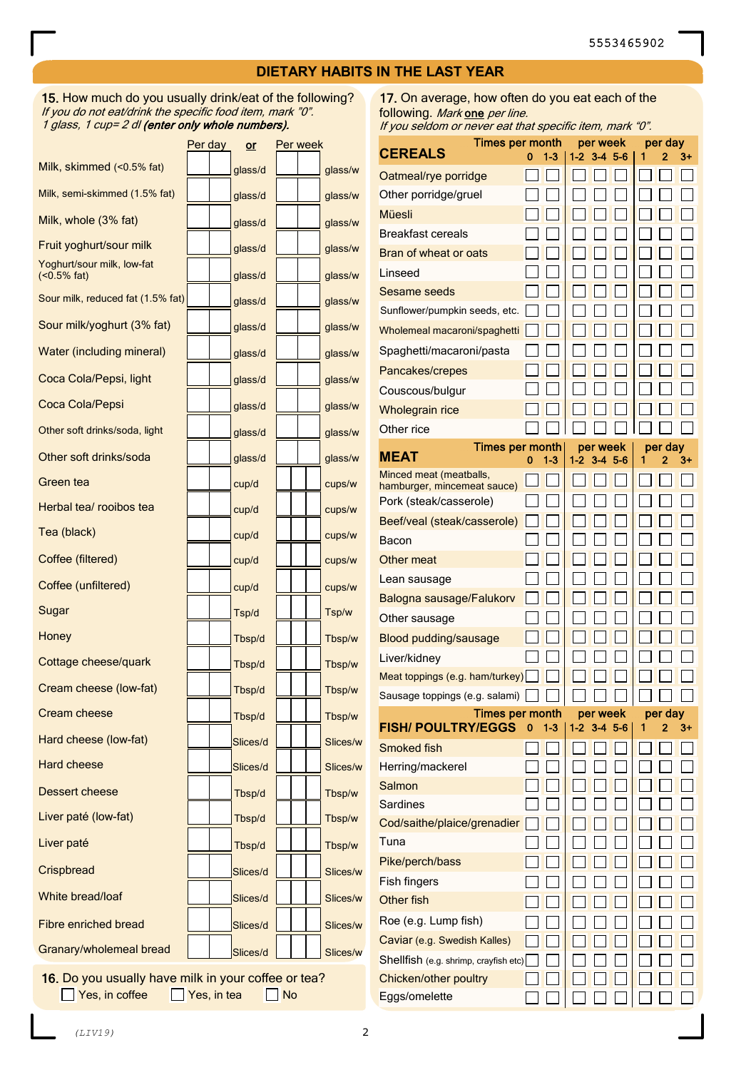5553465902

# DIETARY HABITS IN THE LAST YEAR

**15.** How much do you usually drink/eat of the following?
*If you do not eat/drink the specific food item, mark "0".*
*1 glass, 1 cup= 2 dl* ***(enter only whole numbers).***

| | Per day | | **or** | Per week | |
|---|---|---|---|---|---|
| Milk, skimmed (<0.5% fat) | | glass/d | | | glass/w |
| Milk, semi-skimmed (1.5% fat) | | glass/d | | | glass/w |
| Milk, whole (3% fat) | | glass/d | | | glass/w |
| Fruit yoghurt/sour milk | | glass/d | | | glass/w |
| Yoghurt/sour milk, low-fat (<0.5% fat) | | glass/d | | | glass/w |
| Sour milk, reduced fat (1.5% fat) | | glass/d | | | glass/w |
| Sour milk/yoghurt (3% fat) | | glass/d | | | glass/w |
| Water (including mineral) | | glass/d | | | glass/w |
| Coca Cola/Pepsi, light | | glass/d | | | glass/w |
| Coca Cola/Pepsi | | glass/d | | | glass/w |
| Other soft drinks/soda, light | | glass/d | | | glass/w |
| Other soft drinks/soda | | glass/d | | | glass/w |
| Green tea | | cup/d | | | cups/w |
| Herbal tea/ rooibos tea | | cup/d | | | cups/w |
| Tea (black) | | cup/d | | | cups/w |
| Coffee (filtered) | | cup/d | | | cups/w |
| Coffee (unfiltered) | | cup/d | | | cups/w |
| Sugar | | Tsp/d | | | Tsp/w |
| Honey | | Tbsp/d | | | Tbsp/w |
| Cottage cheese/quark | | Tbsp/d | | | Tbsp/w |
| Cream cheese (low-fat) | | Tbsp/d | | | Tbsp/w |
| Cream cheese | | Tbsp/d | | | Tbsp/w |
| Hard cheese (low-fat) | | Slices/d | | | Slices/w |
| Hard cheese | | Slices/d | | | Slices/w |
| Dessert cheese | | Tbsp/d | | | Tbsp/w |
| Liver paté (low-fat) | | Tbsp/d | | | Tbsp/w |
| Liver paté | | Tbsp/d | | | Tbsp/w |
| Crispbread | | Slices/d | | | Slices/w |
| White bread/loaf | | Slices/d | | | Slices/w |
| Fibre enriched bread | | Slices/d | | | Slices/w |
| Granary/wholemeal bread | | Slices/d | | | Slices/w |

**16.** Do you usually have milk in your coffee or tea?

☐ Yes, in coffee ☐ Yes, in tea ☐ No

**17.** On average, how often do you eat each of the following. *Mark* ***one*** *per line.*
*If you seldom or never eat that specific item, mark "0".*

| **CEREALS** | Times per month 0 | 1-3 | per week 1-2 | 3-4 | 5-6 | per day 1 | 2 | 3+ |
|---|---|---|---|---|---|---|---|---|
| Oatmeal/rye porridge | ☐ | ☐ | ☐ | ☐ | ☐ | ☐ | ☐ | ☐ |
| Other porridge/gruel | ☐ | ☐ | ☐ | ☐ | ☐ | ☐ | ☐ | ☐ |
| Müesli | ☐ | ☐ | ☐ | ☐ | ☐ | ☐ | ☐ | ☐ |
| Breakfast cereals | ☐ | ☐ | ☐ | ☐ | ☐ | ☐ | ☐ | ☐ |
| Bran of wheat or oats | ☐ | ☐ | ☐ | ☐ | ☐ | ☐ | ☐ | ☐ |
| Linseed | ☐ | ☐ | ☐ | ☐ | ☐ | ☐ | ☐ | ☐ |
| Sesame seeds | ☐ | ☐ | ☐ | ☐ | ☐ | ☐ | ☐ | ☐ |
| Sunflower/pumpkin seeds, etc. | ☐ | ☐ | ☐ | ☐ | ☐ | ☐ | ☐ | ☐ |
| Wholemeal macaroni/spaghetti | ☐ | ☐ | ☐ | ☐ | ☐ | ☐ | ☐ | ☐ |
| Spaghetti/macaroni/pasta | ☐ | ☐ | ☐ | ☐ | ☐ | ☐ | ☐ | ☐ |
| Pancakes/crepes | ☐ | ☐ | ☐ | ☐ | ☐ | ☐ | ☐ | ☐ |
| Couscous/bulgur | ☐ | ☐ | ☐ | ☐ | ☐ | ☐ | ☐ | ☐ |
| Wholegrain rice | ☐ | ☐ | ☐ | ☐ | ☐ | ☐ | ☐ | ☐ |
| Other rice | ☐ | ☐ | ☐ | ☐ | ☐ | ☐ | ☐ | ☐ |

| **MEAT** | Times per month 0 | 1-3 | per week 1-2 | 3-4 | 5-6 | per day 1 | 2 | 3+ |
|---|---|---|---|---|---|---|---|---|
| Minced meat (meatballs, hamburger, mincemeat sauce) | ☐ | ☐ | ☐ | ☐ | ☐ | ☐ | ☐ | ☐ |
| Pork (steak/casserole) | ☐ | ☐ | ☐ | ☐ | ☐ | ☐ | ☐ | ☐ |
| Beef/veal (steak/casserole) | ☐ | ☐ | ☐ | ☐ | ☐ | ☐ | ☐ | ☐ |
| Bacon | ☐ | ☐ | ☐ | ☐ | ☐ | ☐ | ☐ | ☐ |
| Other meat | ☐ | ☐ | ☐ | ☐ | ☐ | ☐ | ☐ | ☐ |
| Lean sausage | ☐ | ☐ | ☐ | ☐ | ☐ | ☐ | ☐ | ☐ |
| Balogna sausage/Falukorv | ☐ | ☐ | ☐ | ☐ | ☐ | ☐ | ☐ | ☐ |
| Other sausage | ☐ | ☐ | ☐ | ☐ | ☐ | ☐ | ☐ | ☐ |
| Blood pudding/sausage | ☐ | ☐ | ☐ | ☐ | ☐ | ☐ | ☐ | ☐ |
| Liver/kidney | ☐ | ☐ | ☐ | ☐ | ☐ | ☐ | ☐ | ☐ |
| Meat toppings (e.g. ham/turkey) | ☐ | ☐ | ☐ | ☐ | ☐ | ☐ | ☐ | ☐ |
| Sausage toppings (e.g. salami) | ☐ | ☐ | ☐ | ☐ | ☐ | ☐ | ☐ | ☐ |

| **FISH/ POULTRY/EGGS** | Times per month 0 | 1-3 | per week 1-2 | 3-4 | 5-6 | per day 1 | 2 | 3+ |
|---|---|---|---|---|---|---|---|---|
| Smoked fish | ☐ | ☐ | ☐ | ☐ | ☐ | ☐ | ☐ | ☐ |
| Herring/mackerel | ☐ | ☐ | ☐ | ☐ | ☐ | ☐ | ☐ | ☐ |
| Salmon | ☐ | ☐ | ☐ | ☐ | ☐ | ☐ | ☐ | ☐ |
| Sardines | ☐ | ☐ | ☐ | ☐ | ☐ | ☐ | ☐ | ☐ |
| Cod/saithe/plaice/grenadier | ☐ | ☐ | ☐ | ☐ | ☐ | ☐ | ☐ | ☐ |
| Tuna | ☐ | ☐ | ☐ | ☐ | ☐ | ☐ | ☐ | ☐ |
| Pike/perch/bass | ☐ | ☐ | ☐ | ☐ | ☐ | ☐ | ☐ | ☐ |
| Fish fingers | ☐ | ☐ | ☐ | ☐ | ☐ | ☐ | ☐ | ☐ |
| Other fish | ☐ | ☐ | ☐ | ☐ | ☐ | ☐ | ☐ | ☐ |
| Roe (e.g. Lump fish) | ☐ | ☐ | ☐ | ☐ | ☐ | ☐ | ☐ | ☐ |
| Caviar (e.g. Swedish Kalles) | ☐ | ☐ | ☐ | ☐ | ☐ | ☐ | ☐ | ☐ |
| Shellfish (e.g. shrimp, crayfish etc) | ☐ | ☐ | ☐ | ☐ | ☐ | ☐ | ☐ | ☐ |
| Chicken/other poultry | ☐ | ☐ | ☐ | ☐ | ☐ | ☐ | ☐ | ☐ |
| Eggs/omelette | ☐ | ☐ | ☐ | ☐ | ☐ | ☐ | ☐ | ☐ |

(LIV19)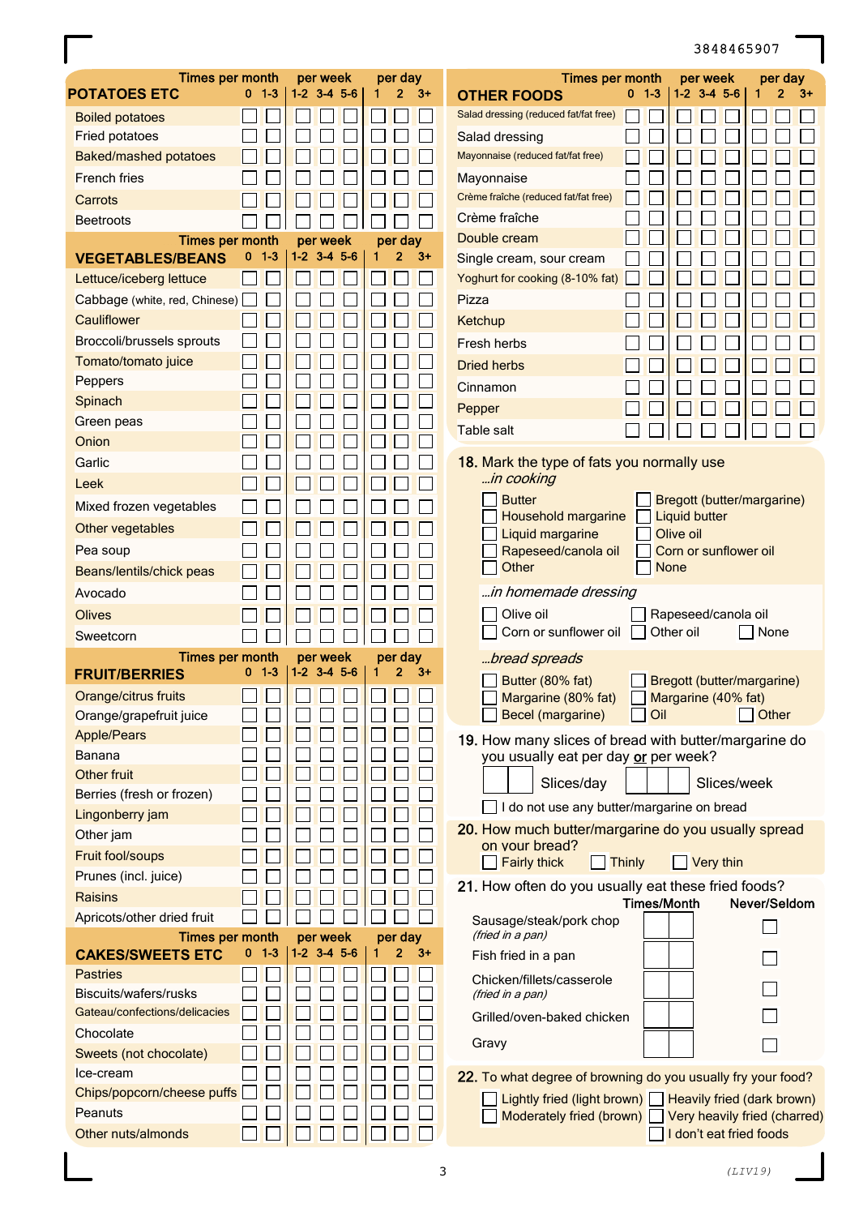3848465907

## POTATOES ETC

| POTATOES ETC | Times per month 0 | 1-3 | per week 1-2 | 3-4 | 5-6 | per day 1 | 2 | 3+ |
|---|---|---|---|---|---|---|---|---|
| Boiled potatoes | ☐ | ☐ | ☐ | ☐ | ☐ | ☐ | ☐ | ☐ |
| Fried potatoes | ☐ | ☐ | ☐ | ☐ | ☐ | ☐ | ☐ | ☐ |
| Baked/mashed potatoes | ☐ | ☐ | ☐ | ☐ | ☐ | ☐ | ☐ | ☐ |
| French fries | ☐ | ☐ | ☐ | ☐ | ☐ | ☐ | ☐ | ☐ |
| Carrots | ☐ | ☐ | ☐ | ☐ | ☐ | ☐ | ☐ | ☐ |
| Beetroots | ☐ | ☐ | ☐ | ☐ | ☐ | ☐ | ☐ | ☐ |

## VEGETABLES/BEANS

| VEGETABLES/BEANS | Times per month 0 | 1-3 | per week 1-2 | 3-4 | 5-6 | per day 1 | 2 | 3+ |
|---|---|---|---|---|---|---|---|---|
| Lettuce/iceberg lettuce | ☐ | ☐ | ☐ | ☐ | ☐ | ☐ | ☐ | ☐ |
| Cabbage (white, red, Chinese) | ☐ | ☐ | ☐ | ☐ | ☐ | ☐ | ☐ | ☐ |
| Cauliflower | ☐ | ☐ | ☐ | ☐ | ☐ | ☐ | ☐ | ☐ |
| Broccoli/brussels sprouts | ☐ | ☐ | ☐ | ☐ | ☐ | ☐ | ☐ | ☐ |
| Tomato/tomato juice | ☐ | ☐ | ☐ | ☐ | ☐ | ☐ | ☐ | ☐ |
| Peppers | ☐ | ☐ | ☐ | ☐ | ☐ | ☐ | ☐ | ☐ |
| Spinach | ☐ | ☐ | ☐ | ☐ | ☐ | ☐ | ☐ | ☐ |
| Green peas | ☐ | ☐ | ☐ | ☐ | ☐ | ☐ | ☐ | ☐ |
| Onion | ☐ | ☐ | ☐ | ☐ | ☐ | ☐ | ☐ | ☐ |
| Garlic | ☐ | ☐ | ☐ | ☐ | ☐ | ☐ | ☐ | ☐ |
| Leek | ☐ | ☐ | ☐ | ☐ | ☐ | ☐ | ☐ | ☐ |
| Mixed frozen vegetables | ☐ | ☐ | ☐ | ☐ | ☐ | ☐ | ☐ | ☐ |
| Other vegetables | ☐ | ☐ | ☐ | ☐ | ☐ | ☐ | ☐ | ☐ |
| Pea soup | ☐ | ☐ | ☐ | ☐ | ☐ | ☐ | ☐ | ☐ |
| Beans/lentils/chick peas | ☐ | ☐ | ☐ | ☐ | ☐ | ☐ | ☐ | ☐ |
| Avocado | ☐ | ☐ | ☐ | ☐ | ☐ | ☐ | ☐ | ☐ |
| Olives | ☐ | ☐ | ☐ | ☐ | ☐ | ☐ | ☐ | ☐ |
| Sweetcorn | ☐ | ☐ | ☐ | ☐ | ☐ | ☐ | ☐ | ☐ |

## FRUIT/BERRIES

| FRUIT/BERRIES | Times per month 0 | 1-3 | per week 1-2 | 3-4 | 5-6 | per day 1 | 2 | 3+ |
|---|---|---|---|---|---|---|---|---|
| Orange/citrus fruits | ☐ | ☐ | ☐ | ☐ | ☐ | ☐ | ☐ | ☐ |
| Orange/grapefruit juice | ☐ | ☐ | ☐ | ☐ | ☐ | ☐ | ☐ | ☐ |
| Apple/Pears | ☐ | ☐ | ☐ | ☐ | ☐ | ☐ | ☐ | ☐ |
| Banana | ☐ | ☐ | ☐ | ☐ | ☐ | ☐ | ☐ | ☐ |
| Other fruit | ☐ | ☐ | ☐ | ☐ | ☐ | ☐ | ☐ | ☐ |
| Berries (fresh or frozen) | ☐ | ☐ | ☐ | ☐ | ☐ | ☐ | ☐ | ☐ |
| Lingonberry jam | ☐ | ☐ | ☐ | ☐ | ☐ | ☐ | ☐ | ☐ |
| Other jam | ☐ | ☐ | ☐ | ☐ | ☐ | ☐ | ☐ | ☐ |
| Fruit fool/soups | ☐ | ☐ | ☐ | ☐ | ☐ | ☐ | ☐ | ☐ |
| Prunes (incl. juice) | ☐ | ☐ | ☐ | ☐ | ☐ | ☐ | ☐ | ☐ |
| Raisins | ☐ | ☐ | ☐ | ☐ | ☐ | ☐ | ☐ | ☐ |
| Apricots/other dried fruit | ☐ | ☐ | ☐ | ☐ | ☐ | ☐ | ☐ | ☐ |

## CAKES/SWEETS ETC

| CAKES/SWEETS ETC | Times per month 0 | 1-3 | per week 1-2 | 3-4 | 5-6 | per day 1 | 2 | 3+ |
|---|---|---|---|---|---|---|---|---|
| Pastries | ☐ | ☐ | ☐ | ☐ | ☐ | ☐ | ☐ | ☐ |
| Biscuits/wafers/rusks | ☐ | ☐ | ☐ | ☐ | ☐ | ☐ | ☐ | ☐ |
| Gateau/confections/delicacies | ☐ | ☐ | ☐ | ☐ | ☐ | ☐ | ☐ | ☐ |
| Chocolate | ☐ | ☐ | ☐ | ☐ | ☐ | ☐ | ☐ | ☐ |
| Sweets (not chocolate) | ☐ | ☐ | ☐ | ☐ | ☐ | ☐ | ☐ | ☐ |
| Ice-cream | ☐ | ☐ | ☐ | ☐ | ☐ | ☐ | ☐ | ☐ |
| Chips/popcorn/cheese puffs | ☐ | ☐ | ☐ | ☐ | ☐ | ☐ | ☐ | ☐ |
| Peanuts | ☐ | ☐ | ☐ | ☐ | ☐ | ☐ | ☐ | ☐ |
| Other nuts/almonds | ☐ | ☐ | ☐ | ☐ | ☐ | ☐ | ☐ | ☐ |

## OTHER FOODS

| OTHER FOODS | Times per month 0 | 1-3 | per week 1-2 | 3-4 | 5-6 | per day 1 | 2 | 3+ |
|---|---|---|---|---|---|---|---|---|
| Salad dressing (reduced fat/fat free) | ☐ | ☐ | ☐ | ☐ | ☐ | ☐ | ☐ | ☐ |
| Salad dressing | ☐ | ☐ | ☐ | ☐ | ☐ | ☐ | ☐ | ☐ |
| Mayonnaise (reduced fat/fat free) | ☐ | ☐ | ☐ | ☐ | ☐ | ☐ | ☐ | ☐ |
| Mayonnaise | ☐ | ☐ | ☐ | ☐ | ☐ | ☐ | ☐ | ☐ |
| Crème fraîche (reduced fat/fat free) | ☐ | ☐ | ☐ | ☐ | ☐ | ☐ | ☐ | ☐ |
| Crème fraîche | ☐ | ☐ | ☐ | ☐ | ☐ | ☐ | ☐ | ☐ |
| Double cream | ☐ | ☐ | ☐ | ☐ | ☐ | ☐ | ☐ | ☐ |
| Single cream, sour cream | ☐ | ☐ | ☐ | ☐ | ☐ | ☐ | ☐ | ☐ |
| Yoghurt for cooking (8-10% fat) | ☐ | ☐ | ☐ | ☐ | ☐ | ☐ | ☐ | ☐ |
| Pizza | ☐ | ☐ | ☐ | ☐ | ☐ | ☐ | ☐ | ☐ |
| Ketchup | ☐ | ☐ | ☐ | ☐ | ☐ | ☐ | ☐ | ☐ |
| Fresh herbs | ☐ | ☐ | ☐ | ☐ | ☐ | ☐ | ☐ | ☐ |
| Dried herbs | ☐ | ☐ | ☐ | ☐ | ☐ | ☐ | ☐ | ☐ |
| Cinnamon | ☐ | ☐ | ☐ | ☐ | ☐ | ☐ | ☐ | ☐ |
| Pepper | ☐ | ☐ | ☐ | ☐ | ☐ | ☐ | ☐ | ☐ |
| Table salt | ☐ | ☐ | ☐ | ☐ | ☐ | ☐ | ☐ | ☐ |

**18.** Mark the type of fats you normally use

*...in cooking*

- ☐ Butter
- ☐ Bregott (butter/margarine)
- ☐ Household margarine
- ☐ Liquid butter
- ☐ Liquid margarine
- ☐ Olive oil
- ☐ Rapeseed/canola oil
- ☐ Corn or sunflower oil
- ☐ Other
- ☐ None

*...in homemade dressing*

- ☐ Olive oil
- ☐ Rapeseed/canola oil
- ☐ Corn or sunflower oil
- ☐ Other oil
- ☐ None

*...bread spreads*

- ☐ Butter (80% fat)
- ☐ Bregott (butter/margarine)
- ☐ Margarine (80% fat)
- ☐ Margarine (40% fat)
- ☐ Becel (margarine)
- ☐ Oil
- ☐ Other

**19.** How many slices of bread with butter/margarine do you usually eat per day **or** per week?

☐☐ Slices/day ☐☐☐ Slices/week

☐ I do not use any butter/margarine on bread

**20.** How much butter/margarine do you usually spread on your bread?

☐ Fairly thick ☐ Thinly ☐ Very thin

**21.** How often do you usually eat these fried foods?

| | Times/Month | Never/Seldom |
|---|---|---|
| Sausage/steak/pork chop *(fried in a pan)* | ☐☐ | ☐ |
| Fish fried in a pan | ☐☐ | ☐ |
| Chicken/fillets/casserole *(fried in a pan)* | ☐☐ | ☐ |
| Grilled/oven-baked chicken | ☐☐ | ☐ |
| Gravy | ☐☐ | ☐ |

**22.** To what degree of browning do you usually fry your food?

- ☐ Lightly fried (light brown)
- ☐ Heavily fried (dark brown)
- ☐ Moderately fried (brown)
- ☐ Very heavily fried (charred)
- ☐ I don't eat fried foods

(LIV19)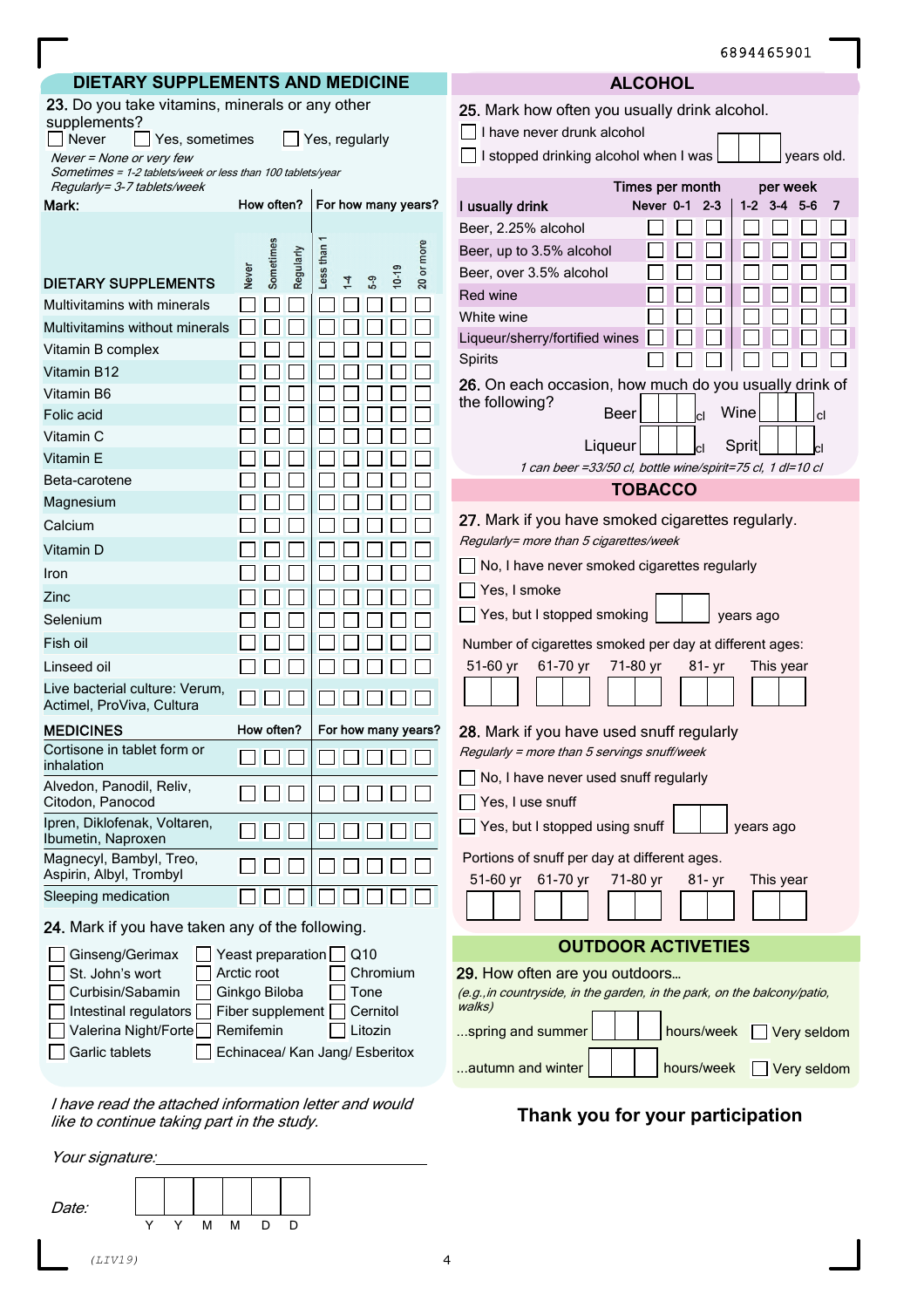6894465901

## DIETARY SUPPLEMENTS AND MEDICINE

**23.** Do you take vitamins, minerals or any other supplements?

☐ Never ☐ Yes, sometimes ☐ Yes, regularly

*Never = None or very few*
*Sometimes = 1-2 tablets/week or less than 100 tablets/year*
*Regularly= 3-7 tablets/week*

Mark:

| DIETARY SUPPLEMENTS | How often? | | | For how many years? | | | | |
|---|---|---|---|---|---|---|---|---|
| | Never | Sometimes | Regularly | Less than 1 | 1-4 | 5-9 | 10-19 | 20 or more |
| Multivitamins with minerals | ☐ | ☐ | ☐ | ☐ | ☐ | ☐ | ☐ | ☐ |
| Multivitamins without minerals | ☐ | ☐ | ☐ | ☐ | ☐ | ☐ | ☐ | ☐ |
| Vitamin B complex | ☐ | ☐ | ☐ | ☐ | ☐ | ☐ | ☐ | ☐ |
| Vitamin B12 | ☐ | ☐ | ☐ | ☐ | ☐ | ☐ | ☐ | ☐ |
| Vitamin B6 | ☐ | ☐ | ☐ | ☐ | ☐ | ☐ | ☐ | ☐ |
| Folic acid | ☐ | ☐ | ☐ | ☐ | ☐ | ☐ | ☐ | ☐ |
| Vitamin C | ☐ | ☐ | ☐ | ☐ | ☐ | ☐ | ☐ | ☐ |
| Vitamin E | ☐ | ☐ | ☐ | ☐ | ☐ | ☐ | ☐ | ☐ |
| Beta-carotene | ☐ | ☐ | ☐ | ☐ | ☐ | ☐ | ☐ | ☐ |
| Magnesium | ☐ | ☐ | ☐ | ☐ | ☐ | ☐ | ☐ | ☐ |
| Calcium | ☐ | ☐ | ☐ | ☐ | ☐ | ☐ | ☐ | ☐ |
| Vitamin D | ☐ | ☐ | ☐ | ☐ | ☐ | ☐ | ☐ | ☐ |
| Iron | ☐ | ☐ | ☐ | ☐ | ☐ | ☐ | ☐ | ☐ |
| Zinc | ☐ | ☐ | ☐ | ☐ | ☐ | ☐ | ☐ | ☐ |
| Selenium | ☐ | ☐ | ☐ | ☐ | ☐ | ☐ | ☐ | ☐ |
| Fish oil | ☐ | ☐ | ☐ | ☐ | ☐ | ☐ | ☐ | ☐ |
| Linseed oil | ☐ | ☐ | ☐ | ☐ | ☐ | ☐ | ☐ | ☐ |
| Live bacterial culture: Verum, Actimel, ProViva, Cultura | ☐ | ☐ | ☐ | ☐ | ☐ | ☐ | ☐ | ☐ |
| **MEDICINES** | **How often?** | | | **For how many years?** | | | | |
| Cortisone in tablet form or inhalation | ☐ | ☐ | ☐ | ☐ | ☐ | ☐ | ☐ | ☐ |
| Alvedon, Panodil, Reliv, Citodon, Panocod | ☐ | ☐ | ☐ | ☐ | ☐ | ☐ | ☐ | ☐ |
| Ipren, Diklofenak, Voltaren, Ibumetin, Naproxen | ☐ | ☐ | ☐ | ☐ | ☐ | ☐ | ☐ | ☐ |
| Magnecyl, Bambyl, Treo, Aspirin, Albyl, Trombyl | ☐ | ☐ | ☐ | ☐ | ☐ | ☐ | ☐ | ☐ |
| Sleeping medication | ☐ | ☐ | ☐ | ☐ | ☐ | ☐ | ☐ | ☐ |

**24.** Mark if you have taken any of the following.

| | | |
|---|---|---|
| ☐ Ginseng/Gerimax | ☐ Yeast preparation | ☐ Q10 |
| ☐ St. John's wort | ☐ Arctic root | ☐ Chromium |
| ☐ Curbisin/Sabamin | ☐ Ginkgo Biloba | ☐ Tone |
| ☐ Intestinal regulators | ☐ Fiber supplement | ☐ Cernitol |
| ☐ Valerina Night/Forte | ☐ Remifemin | ☐ Litozin |
| ☐ Garlic tablets | ☐ Echinacea/ Kan Jang/ Esberitox | |

## ALCOHOL

**25.** Mark how often you usually drink alcohol.

☐ I have never drunk alcohol

☐ I stopped drinking alcohol when I was ☐☐ years old.

| I usually drink | Times per month | | | per week | | | |
|---|---|---|---|---|---|---|---|
| | Never | 0-1 | 2-3 | 1-2 | 3-4 | 5-6 | 7 |
| Beer, 2.25% alcohol | ☐ | ☐ | ☐ | ☐ | ☐ | ☐ | ☐ |
| Beer, up to 3.5% alcohol | ☐ | ☐ | ☐ | ☐ | ☐ | ☐ | ☐ |
| Beer, over 3.5% alcohol | ☐ | ☐ | ☐ | ☐ | ☐ | ☐ | ☐ |
| Red wine | ☐ | ☐ | ☐ | ☐ | ☐ | ☐ | ☐ |
| White wine | ☐ | ☐ | ☐ | ☐ | ☐ | ☐ | ☐ |
| Liqueur/sherry/fortified wines | ☐ | ☐ | ☐ | ☐ | ☐ | ☐ | ☐ |
| Spirits | ☐ | ☐ | ☐ | ☐ | ☐ | ☐ | ☐ |

**26.** On each occasion, how much do you usually drink of the following?

Beer ☐☐ cl Wine ☐☐ cl

Liqueur ☐☐ cl Sprit ☐☐ cl

*1 can beer =33/50 cl, bottle wine/spirit=75 cl, 1 dl=10 cl*

## TOBACCO

**27.** Mark if you have smoked cigarettes regularly.

*Regularly= more than 5 cigarettes/week*

☐ No, I have never smoked cigarettes regularly

☐ Yes, I smoke

☐ Yes, but I stopped smoking ☐☐ years ago

Number of cigarettes smoked per day at different ages:

| 51-60 yr | 61-70 yr | 71-80 yr | 81- yr | This year |
|---|---|---|---|---|
| ☐☐ | ☐☐ | ☐☐ | ☐☐ | ☐☐ |

**28.** Mark if you have used snuff regularly

*Regularly = more than 5 servings snuff/week*

☐ No, I have never used snuff regularly

☐ Yes, I use snuff

☐ Yes, but I stopped using snuff ☐☐ years ago

Portions of snuff per day at different ages.

| 51-60 yr | 61-70 yr | 71-80 yr | 81- yr | This year |
|---|---|---|---|---|
| ☐☐ | ☐☐ | ☐☐ | ☐☐ | ☐☐ |

## OUTDOOR ACTIVETIES

**29.** How often are you outdoors...

*(e.g.,in countryside, in the garden, in the park, on the balcony/patio, walks)*

...spring and summer ☐☐☐ hours/week ☐ Very seldom

...autumn and winter ☐☐☐ hours/week ☐ Very seldom

*I have read the attached information letter and would like to continue taking part in the study.*

*Your signature:*\_\_\_\_\_\_\_\_\_\_\_\_\_\_\_\_\_\_\_\_\_\_\_\_\_\_\_\_\_\_

*Date:* ☐☐☐☐☐☐
Y Y M M D D

**Thank you for your participation**

(LIV19)